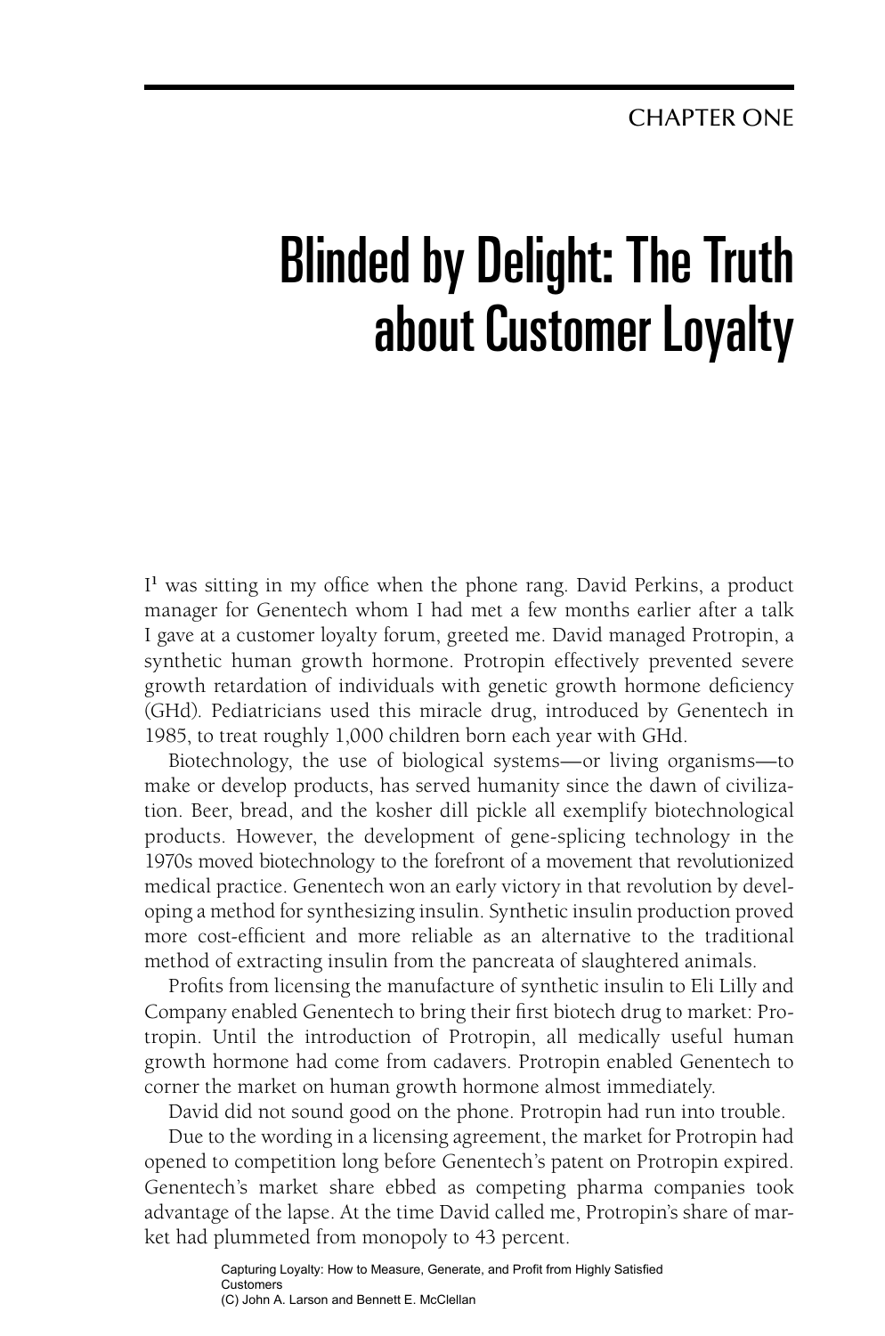CHAPTER ONE

# Blinded by Delight: The Truth about Customer Loyalty

I[1] was sitting in my office when the phone rang. David Perkins, a product manager for Genentech whom I had met a few months earlier after a talk I gave at a customer loyalty forum, greeted me. David managed Protropin, a synthetic human growth hormone. Protropin effectively prevented severe growth retardation of individuals with genetic growth hormone deficiency (GHd). Pediatricians used this miracle drug, introduced by Genentech in 1985, to treat roughly 1,000 children born each year with GHd.

Biotechnology, the use of biological systems—or living organisms—to make or develop products, has served humanity since the dawn of civilization. Beer, bread, and the kosher dill pickle all exemplify biotechnological products. However, the development of gene-splicing technology in the 1970s moved biotechnology to the forefront of a movement that revolutionized medical practice. Genentech won an early victory in that revolution by developing a method for synthesizing insulin. Synthetic insulin production proved more cost-efficient and more reliable as an alternative to the traditional method of extracting insulin from the pancreata of slaughtered animals.

Profits from licensing the manufacture of synthetic insulin to Eli Lilly and Company enabled Genentech to bring their first biotech drug to market: Protropin. Until the introduction of Protropin, all medically useful human growth hormone had come from cadavers. Protropin enabled Genentech to corner the market on human growth hormone almost immediately.

David did not sound good on the phone. Protropin had run into trouble.

Due to the wording in a licensing agreement, the market for Protropin had opened to competition long before Genentech's patent on Protropin expired. Genentech's market share ebbed as competing pharma companies took advantage of the lapse. At the time David called me, Protropin's share of market had plummeted from monopoly to 43 percent.

Capturing Loyalty: How to Measure, Generate, and Profit from Highly Satisfied Customers
(C) John A. Larson and Bennett E. McClellan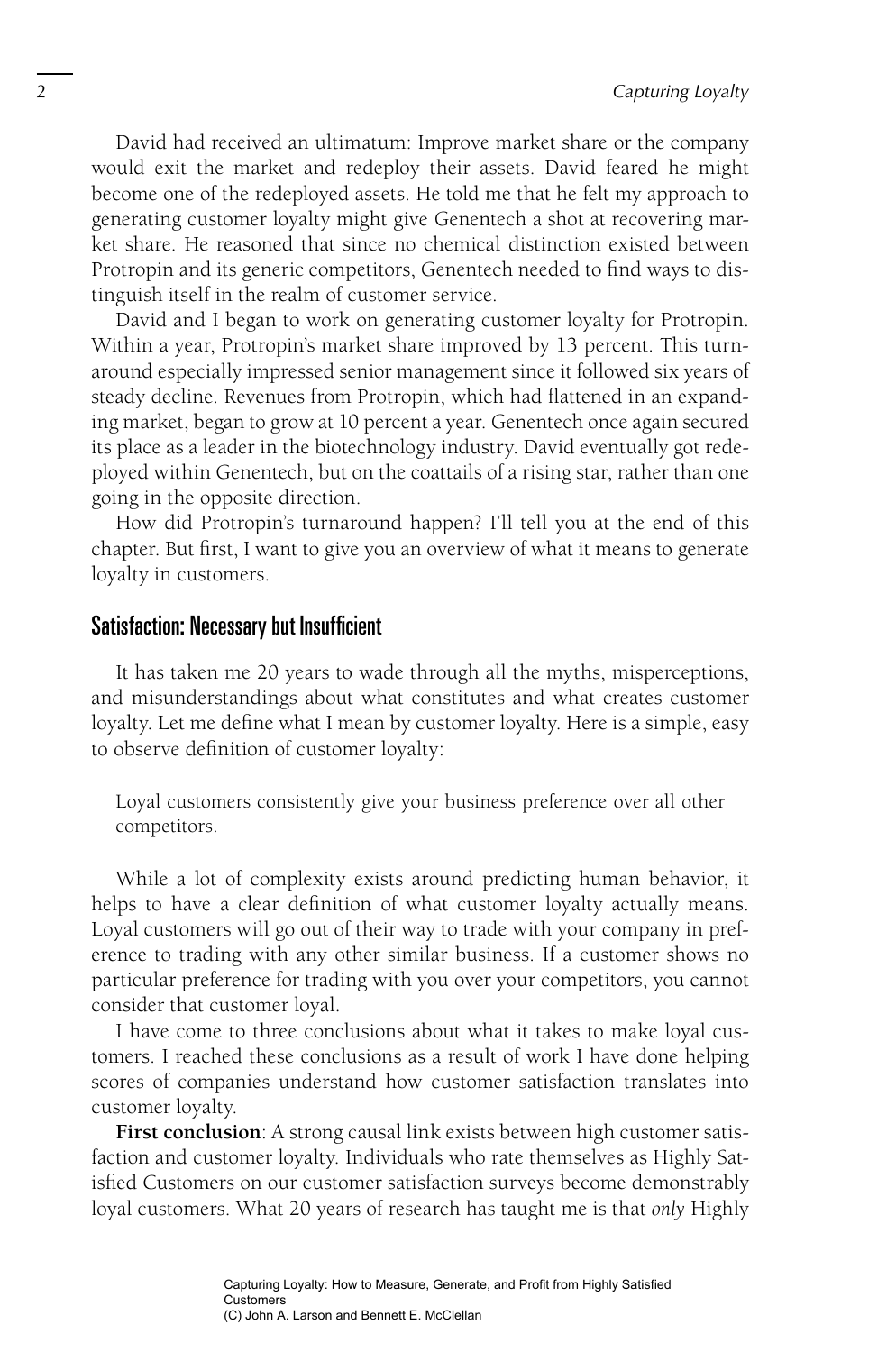David had received an ultimatum: Improve market share or the company would exit the market and redeploy their assets. David feared he might become one of the redeployed assets. He told me that he felt my approach to generating customer loyalty might give Genentech a shot at recovering market share. He reasoned that since no chemical distinction existed between Protropin and its generic competitors, Genentech needed to find ways to distinguish itself in the realm of customer service.

David and I began to work on generating customer loyalty for Protropin. Within a year, Protropin's market share improved by 13 percent. This turnaround especially impressed senior management since it followed six years of steady decline. Revenues from Protropin, which had flattened in an expanding market, began to grow at 10 percent a year. Genentech once again secured its place as a leader in the biotechnology industry. David eventually got redeployed within Genentech, but on the coattails of a rising star, rather than one going in the opposite direction.

How did Protropin's turnaround happen? I'll tell you at the end of this chapter. But first, I want to give you an overview of what it means to generate loyalty in customers.

## Satisfaction: Necessary but Insufficient

It has taken me 20 years to wade through all the myths, misperceptions, and misunderstandings about what constitutes and what creates customer loyalty. Let me define what I mean by customer loyalty. Here is a simple, easy to observe definition of customer loyalty:

> Loyal customers consistently give your business preference over all other competitors.

While a lot of complexity exists around predicting human behavior, it helps to have a clear definition of what customer loyalty actually means. Loyal customers will go out of their way to trade with your company in preference to trading with any other similar business. If a customer shows no particular preference for trading with you over your competitors, you cannot consider that customer loyal.

I have come to three conclusions about what it takes to make loyal customers. I reached these conclusions as a result of work I have done helping scores of companies understand how customer satisfaction translates into customer loyalty.

**First conclusion**: A strong causal link exists between high customer satisfaction and customer loyalty. Individuals who rate themselves as Highly Satisfied Customers on our customer satisfaction surveys become demonstrably loyal customers. What 20 years of research has taught me is that *only* Highly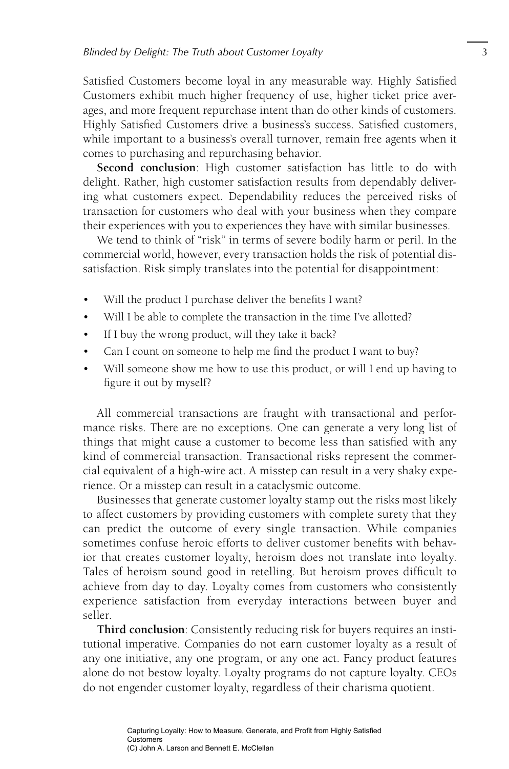Satisfied Customers become loyal in any measurable way. Highly Satisfied Customers exhibit much higher frequency of use, higher ticket price averages, and more frequent repurchase intent than do other kinds of customers. Highly Satisfied Customers drive a business's success. Satisfied customers, while important to a business's overall turnover, remain free agents when it comes to purchasing and repurchasing behavior.

**Second conclusion**: High customer satisfaction has little to do with delight. Rather, high customer satisfaction results from dependably delivering what customers expect. Dependability reduces the perceived risks of transaction for customers who deal with your business when they compare their experiences with you to experiences they have with similar businesses.

We tend to think of "risk" in terms of severe bodily harm or peril. In the commercial world, however, every transaction holds the risk of potential dissatisfaction. Risk simply translates into the potential for disappointment:

- Will the product I purchase deliver the benefits I want?
- Will I be able to complete the transaction in the time I've allotted?
- If I buy the wrong product, will they take it back?
- Can I count on someone to help me find the product I want to buy?
- Will someone show me how to use this product, or will I end up having to figure it out by myself?

All commercial transactions are fraught with transactional and performance risks. There are no exceptions. One can generate a very long list of things that might cause a customer to become less than satisfied with any kind of commercial transaction. Transactional risks represent the commercial equivalent of a high-wire act. A misstep can result in a very shaky experience. Or a misstep can result in a cataclysmic outcome.

Businesses that generate customer loyalty stamp out the risks most likely to affect customers by providing customers with complete surety that they can predict the outcome of every single transaction. While companies sometimes confuse heroic efforts to deliver customer benefits with behavior that creates customer loyalty, heroism does not translate into loyalty. Tales of heroism sound good in retelling. But heroism proves difficult to achieve from day to day. Loyalty comes from customers who consistently experience satisfaction from everyday interactions between buyer and seller.

**Third conclusion**: Consistently reducing risk for buyers requires an institutional imperative. Companies do not earn customer loyalty as a result of any one initiative, any one program, or any one act. Fancy product features alone do not bestow loyalty. Loyalty programs do not capture loyalty. CEOs do not engender customer loyalty, regardless of their charisma quotient.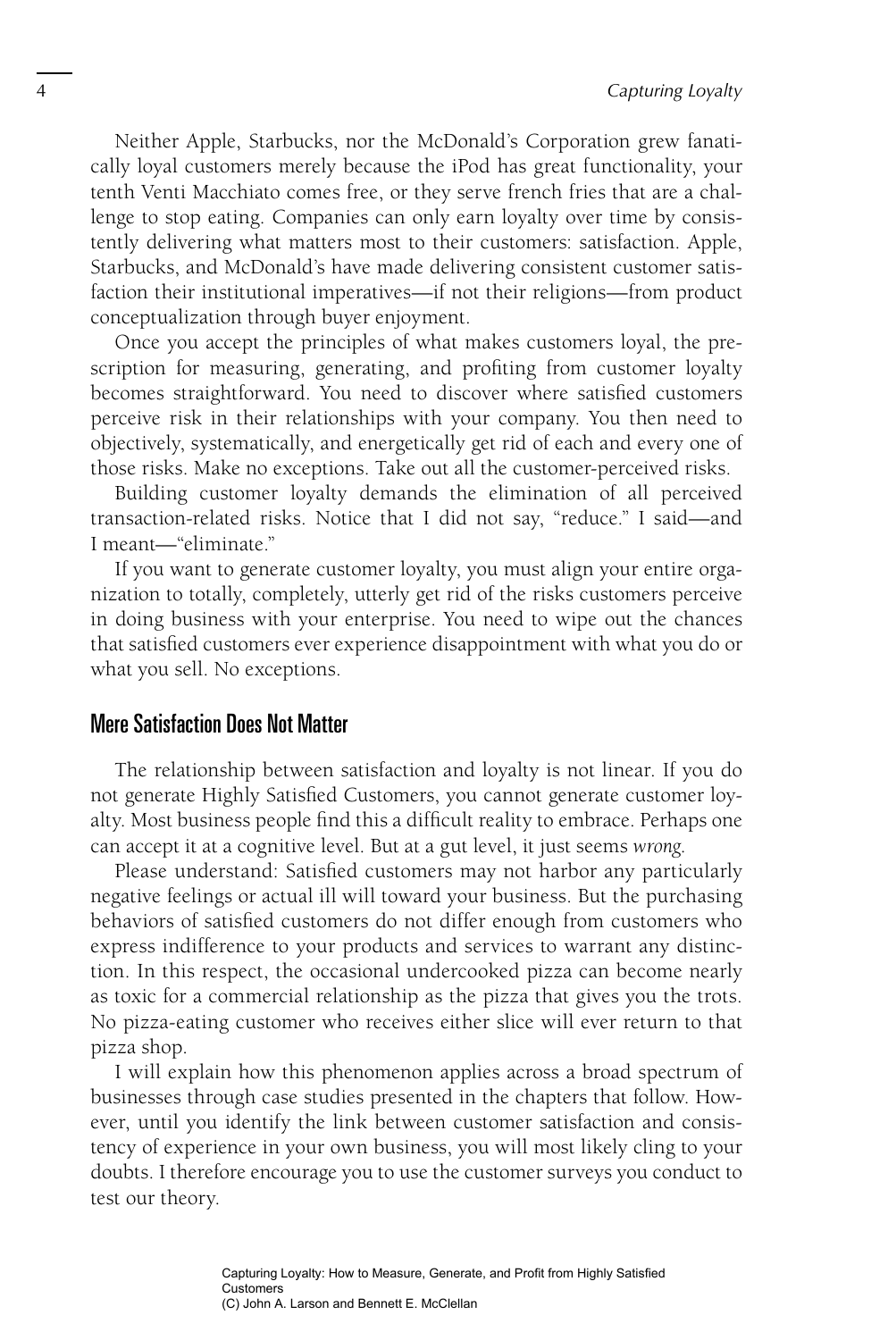Neither Apple, Starbucks, nor the McDonald's Corporation grew fanatically loyal customers merely because the iPod has great functionality, your tenth Venti Macchiato comes free, or they serve french fries that are a challenge to stop eating. Companies can only earn loyalty over time by consistently delivering what matters most to their customers: satisfaction. Apple, Starbucks, and McDonald's have made delivering consistent customer satisfaction their institutional imperatives—if not their religions—from product conceptualization through buyer enjoyment.

Once you accept the principles of what makes customers loyal, the prescription for measuring, generating, and profiting from customer loyalty becomes straightforward. You need to discover where satisfied customers perceive risk in their relationships with your company. You then need to objectively, systematically, and energetically get rid of each and every one of those risks. Make no exceptions. Take out all the customer-perceived risks.

Building customer loyalty demands the elimination of all perceived transaction-related risks. Notice that I did not say, "reduce." I said—and I meant—"eliminate."

If you want to generate customer loyalty, you must align your entire organization to totally, completely, utterly get rid of the risks customers perceive in doing business with your enterprise. You need to wipe out the chances that satisfied customers ever experience disappointment with what you do or what you sell. No exceptions.

## Mere Satisfaction Does Not Matter

The relationship between satisfaction and loyalty is not linear. If you do not generate Highly Satisfied Customers, you cannot generate customer loyalty. Most business people find this a difficult reality to embrace. Perhaps one can accept it at a cognitive level. But at a gut level, it just seems *wrong*.

Please understand: Satisfied customers may not harbor any particularly negative feelings or actual ill will toward your business. But the purchasing behaviors of satisfied customers do not differ enough from customers who express indifference to your products and services to warrant any distinction. In this respect, the occasional undercooked pizza can become nearly as toxic for a commercial relationship as the pizza that gives you the trots. No pizza-eating customer who receives either slice will ever return to that pizza shop.

I will explain how this phenomenon applies across a broad spectrum of businesses through case studies presented in the chapters that follow. However, until you identify the link between customer satisfaction and consistency of experience in your own business, you will most likely cling to your doubts. I therefore encourage you to use the customer surveys you conduct to test our theory.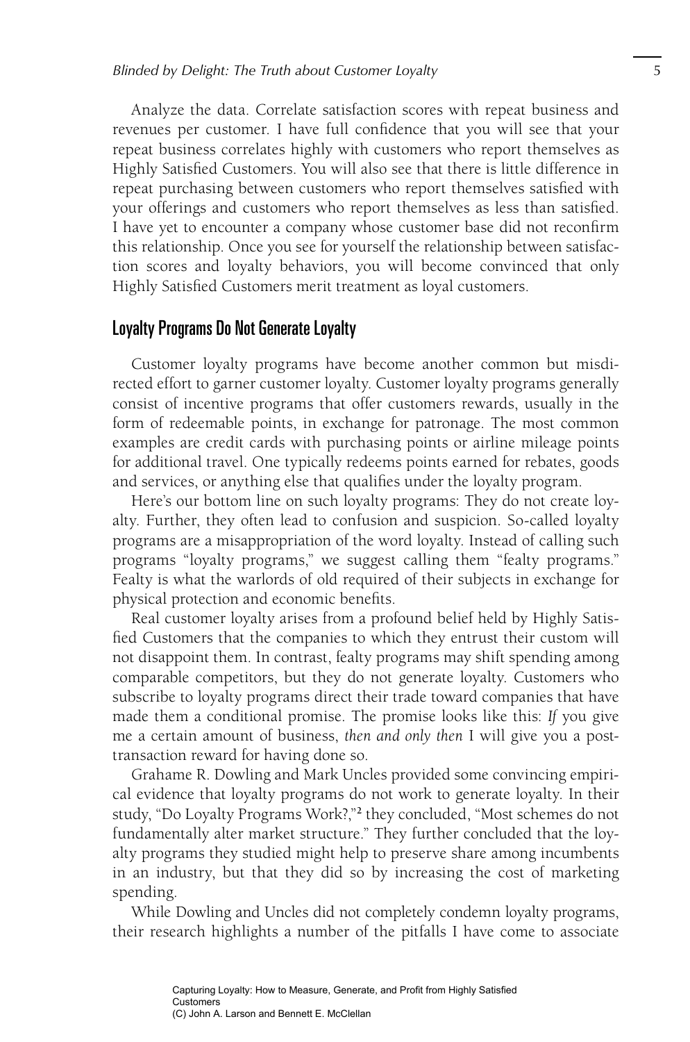Analyze the data. Correlate satisfaction scores with repeat business and revenues per customer. I have full confidence that you will see that your repeat business correlates highly with customers who report themselves as Highly Satisfied Customers. You will also see that there is little difference in repeat purchasing between customers who report themselves satisfied with your offerings and customers who report themselves as less than satisfied. I have yet to encounter a company whose customer base did not reconfirm this relationship. Once you see for yourself the relationship between satisfaction scores and loyalty behaviors, you will become convinced that only Highly Satisfied Customers merit treatment as loyal customers.

## Loyalty Programs Do Not Generate Loyalty

Customer loyalty programs have become another common but misdirected effort to garner customer loyalty. Customer loyalty programs generally consist of incentive programs that offer customers rewards, usually in the form of redeemable points, in exchange for patronage. The most common examples are credit cards with purchasing points or airline mileage points for additional travel. One typically redeems points earned for rebates, goods and services, or anything else that qualifies under the loyalty program.

Here's our bottom line on such loyalty programs: They do not create loyalty. Further, they often lead to confusion and suspicion. So-called loyalty programs are a misappropriation of the word loyalty. Instead of calling such programs "loyalty programs," we suggest calling them "fealty programs." Fealty is what the warlords of old required of their subjects in exchange for physical protection and economic benefits.

Real customer loyalty arises from a profound belief held by Highly Satisfied Customers that the companies to which they entrust their custom will not disappoint them. In contrast, fealty programs may shift spending among comparable competitors, but they do not generate loyalty. Customers who subscribe to loyalty programs direct their trade toward companies that have made them a conditional promise. The promise looks like this: *If* you give me a certain amount of business, *then and only then* I will give you a post-transaction reward for having done so.

Grahame R. Dowling and Mark Uncles provided some convincing empirical evidence that loyalty programs do not work to generate loyalty. In their study, "Do Loyalty Programs Work?,"[2] they concluded, "Most schemes do not fundamentally alter market structure." They further concluded that the loyalty programs they studied might help to preserve share among incumbents in an industry, but that they did so by increasing the cost of marketing spending.

While Dowling and Uncles did not completely condemn loyalty programs, their research highlights a number of the pitfalls I have come to associate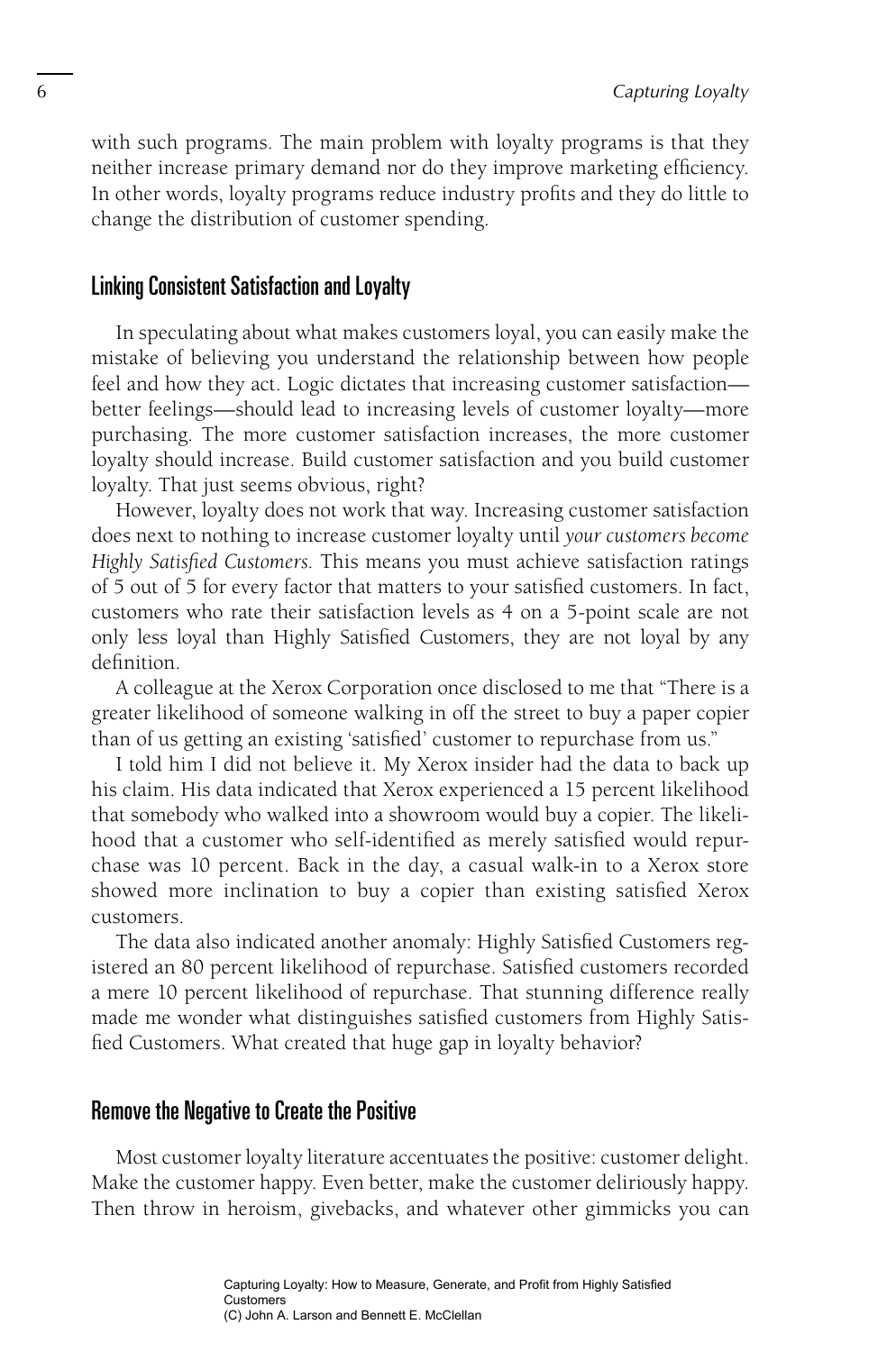with such programs. The main problem with loyalty programs is that they neither increase primary demand nor do they improve marketing efficiency. In other words, loyalty programs reduce industry profits and they do little to change the distribution of customer spending.

## Linking Consistent Satisfaction and Loyalty

In speculating about what makes customers loyal, you can easily make the mistake of believing you understand the relationship between how people feel and how they act. Logic dictates that increasing customer satisfaction—better feelings—should lead to increasing levels of customer loyalty—more purchasing. The more customer satisfaction increases, the more customer loyalty should increase. Build customer satisfaction and you build customer loyalty. That just seems obvious, right?

However, loyalty does not work that way. Increasing customer satisfaction does next to nothing to increase customer loyalty until *your customers become Highly Satisfied Customers.* This means you must achieve satisfaction ratings of 5 out of 5 for every factor that matters to your satisfied customers. In fact, customers who rate their satisfaction levels as 4 on a 5-point scale are not only less loyal than Highly Satisfied Customers, they are not loyal by any definition.

A colleague at the Xerox Corporation once disclosed to me that "There is a greater likelihood of someone walking in off the street to buy a paper copier than of us getting an existing 'satisfied' customer to repurchase from us."

I told him I did not believe it. My Xerox insider had the data to back up his claim. His data indicated that Xerox experienced a 15 percent likelihood that somebody who walked into a showroom would buy a copier. The likelihood that a customer who self-identified as merely satisfied would repurchase was 10 percent. Back in the day, a casual walk-in to a Xerox store showed more inclination to buy a copier than existing satisfied Xerox customers.

The data also indicated another anomaly: Highly Satisfied Customers registered an 80 percent likelihood of repurchase. Satisfied customers recorded a mere 10 percent likelihood of repurchase. That stunning difference really made me wonder what distinguishes satisfied customers from Highly Satisfied Customers. What created that huge gap in loyalty behavior?

## Remove the Negative to Create the Positive

Most customer loyalty literature accentuates the positive: customer delight. Make the customer happy. Even better, make the customer deliriously happy. Then throw in heroism, givebacks, and whatever other gimmicks you can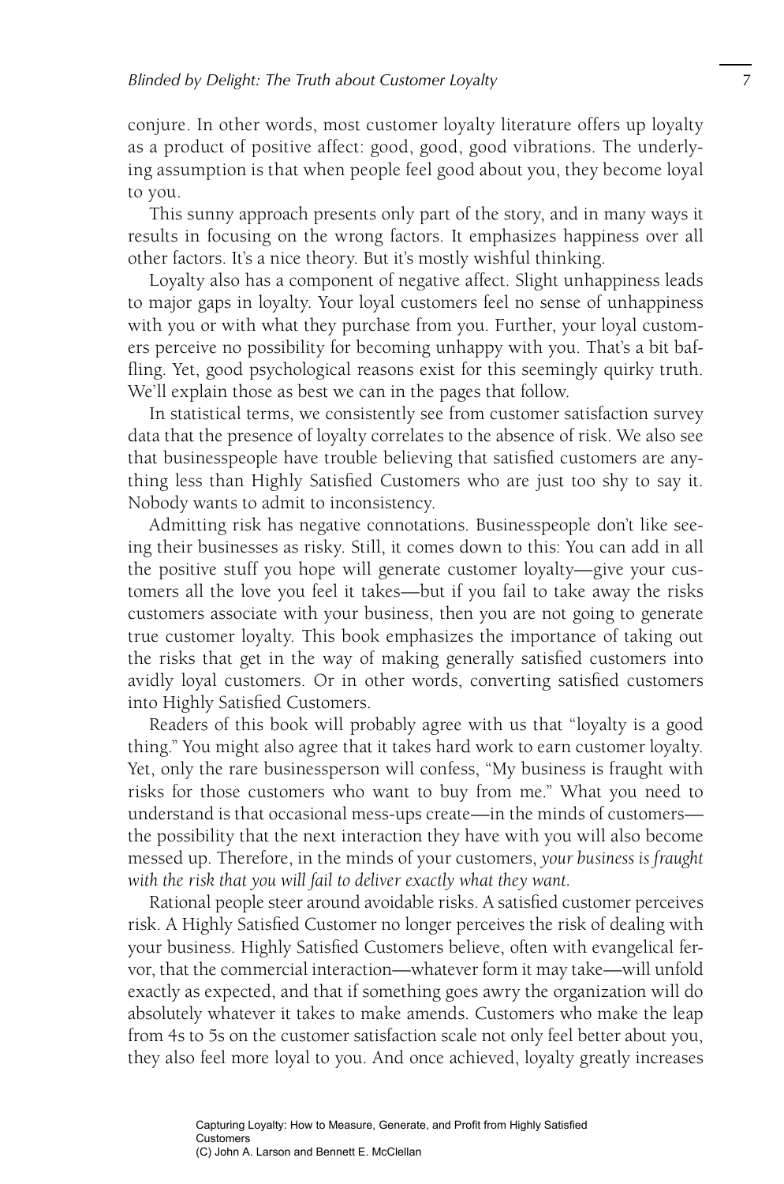conjure. In other words, most customer loyalty literature offers up loyalty as a product of positive affect: good, good, good vibrations. The underlying assumption is that when people feel good about you, they become loyal to you.

This sunny approach presents only part of the story, and in many ways it results in focusing on the wrong factors. It emphasizes happiness over all other factors. It's a nice theory. But it's mostly wishful thinking.

Loyalty also has a component of negative affect. Slight unhappiness leads to major gaps in loyalty. Your loyal customers feel no sense of unhappiness with you or with what they purchase from you. Further, your loyal customers perceive no possibility for becoming unhappy with you. That's a bit baffling. Yet, good psychological reasons exist for this seemingly quirky truth. We'll explain those as best we can in the pages that follow.

In statistical terms, we consistently see from customer satisfaction survey data that the presence of loyalty correlates to the absence of risk. We also see that businesspeople have trouble believing that satisfied customers are anything less than Highly Satisfied Customers who are just too shy to say it. Nobody wants to admit to inconsistency.

Admitting risk has negative connotations. Businesspeople don't like seeing their businesses as risky. Still, it comes down to this: You can add in all the positive stuff you hope will generate customer loyalty—give your customers all the love you feel it takes—but if you fail to take away the risks customers associate with your business, then you are not going to generate true customer loyalty. This book emphasizes the importance of taking out the risks that get in the way of making generally satisfied customers into avidly loyal customers. Or in other words, converting satisfied customers into Highly Satisfied Customers.

Readers of this book will probably agree with us that "loyalty is a good thing." You might also agree that it takes hard work to earn customer loyalty. Yet, only the rare businessperson will confess, "My business is fraught with risks for those customers who want to buy from me." What you need to understand is that occasional mess-ups create—in the minds of customers—the possibility that the next interaction they have with you will also become messed up. Therefore, in the minds of your customers, *your business is fraught with the risk that you will fail to deliver exactly what they want.*

Rational people steer around avoidable risks. A satisfied customer perceives risk. A Highly Satisfied Customer no longer perceives the risk of dealing with your business. Highly Satisfied Customers believe, often with evangelical fervor, that the commercial interaction—whatever form it may take—will unfold exactly as expected, and that if something goes awry the organization will do absolutely whatever it takes to make amends. Customers who make the leap from 4s to 5s on the customer satisfaction scale not only feel better about you, they also feel more loyal to you. And once achieved, loyalty greatly increases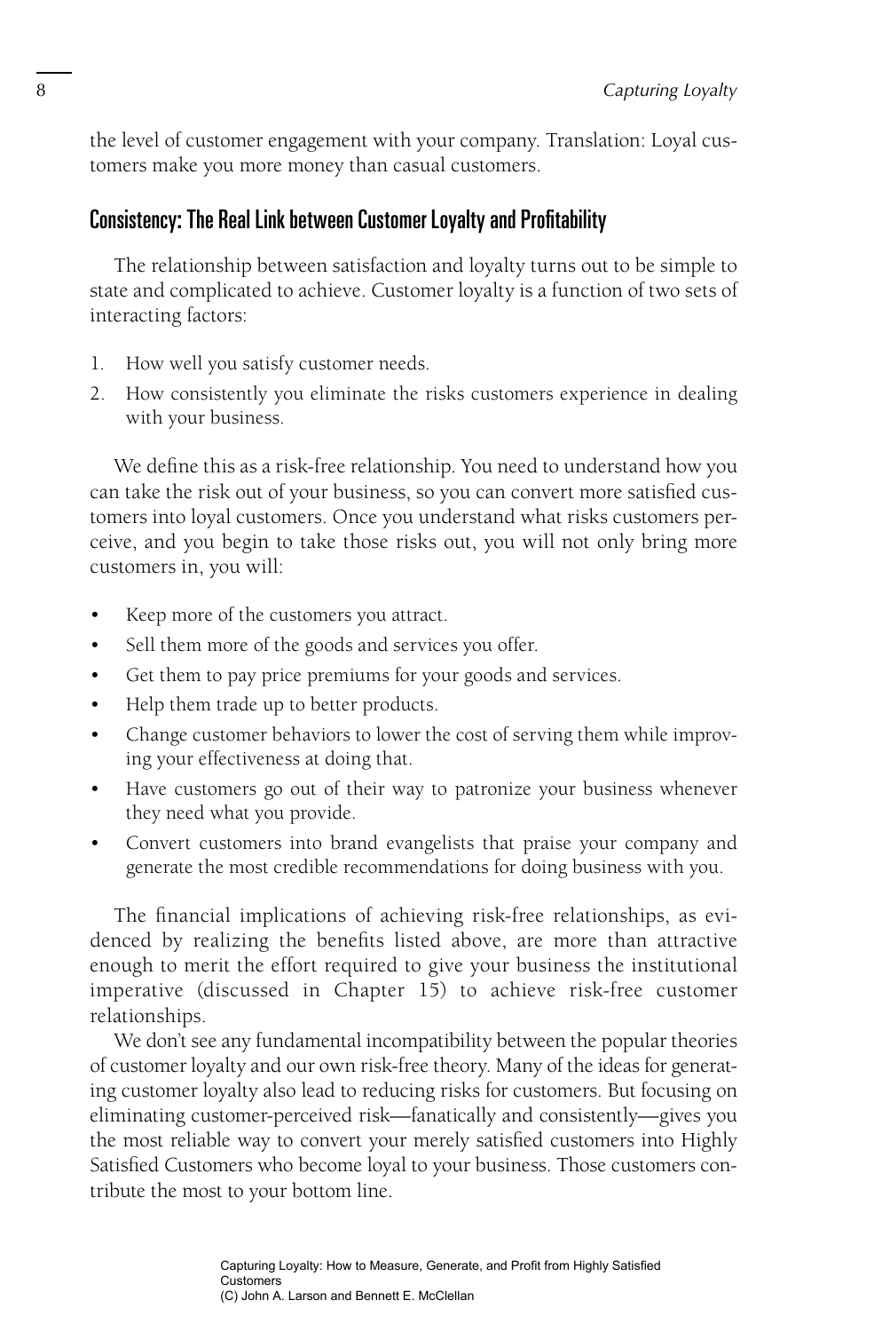the level of customer engagement with your company. Translation: Loyal customers make you more money than casual customers.

## Consistency: The Real Link between Customer Loyalty and Profitability

The relationship between satisfaction and loyalty turns out to be simple to state and complicated to achieve. Customer loyalty is a function of two sets of interacting factors:

1. How well you satisfy customer needs.
2. How consistently you eliminate the risks customers experience in dealing with your business.

We define this as a risk-free relationship. You need to understand how you can take the risk out of your business, so you can convert more satisfied customers into loyal customers. Once you understand what risks customers perceive, and you begin to take those risks out, you will not only bring more customers in, you will:

- Keep more of the customers you attract.
- Sell them more of the goods and services you offer.
- Get them to pay price premiums for your goods and services.
- Help them trade up to better products.
- Change customer behaviors to lower the cost of serving them while improving your effectiveness at doing that.
- Have customers go out of their way to patronize your business whenever they need what you provide.
- Convert customers into brand evangelists that praise your company and generate the most credible recommendations for doing business with you.

The financial implications of achieving risk-free relationships, as evidenced by realizing the benefits listed above, are more than attractive enough to merit the effort required to give your business the institutional imperative (discussed in Chapter 15) to achieve risk-free customer relationships.

We don't see any fundamental incompatibility between the popular theories of customer loyalty and our own risk-free theory. Many of the ideas for generating customer loyalty also lead to reducing risks for customers. But focusing on eliminating customer-perceived risk—fanatically and consistently—gives you the most reliable way to convert your merely satisfied customers into Highly Satisfied Customers who become loyal to your business. Those customers contribute the most to your bottom line.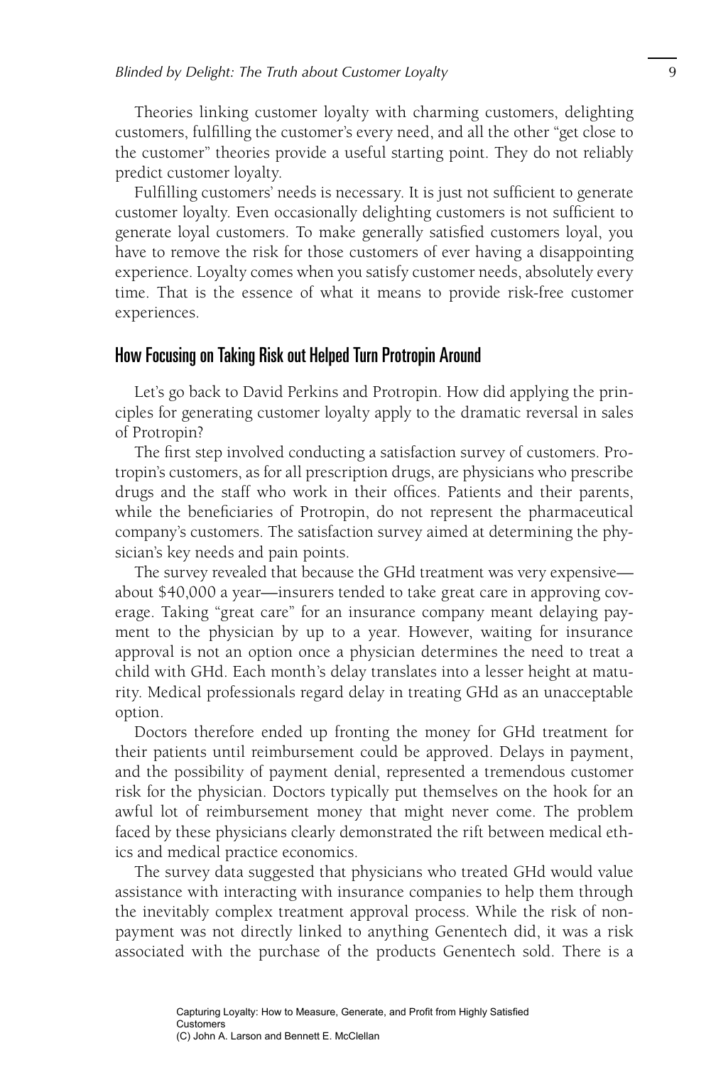Theories linking customer loyalty with charming customers, delighting customers, fulfilling the customer's every need, and all the other "get close to the customer" theories provide a useful starting point. They do not reliably predict customer loyalty.

Fulfilling customers' needs is necessary. It is just not sufficient to generate customer loyalty. Even occasionally delighting customers is not sufficient to generate loyal customers. To make generally satisfied customers loyal, you have to remove the risk for those customers of ever having a disappointing experience. Loyalty comes when you satisfy customer needs, absolutely every time. That is the essence of what it means to provide risk-free customer experiences.

## How Focusing on Taking Risk out Helped Turn Protropin Around

Let's go back to David Perkins and Protropin. How did applying the principles for generating customer loyalty apply to the dramatic reversal in sales of Protropin?

The first step involved conducting a satisfaction survey of customers. Protropin's customers, as for all prescription drugs, are physicians who prescribe drugs and the staff who work in their offices. Patients and their parents, while the beneficiaries of Protropin, do not represent the pharmaceutical company's customers. The satisfaction survey aimed at determining the physician's key needs and pain points.

The survey revealed that because the GHd treatment was very expensive—about $40,000 a year—insurers tended to take great care in approving coverage. Taking "great care" for an insurance company meant delaying payment to the physician by up to a year. However, waiting for insurance approval is not an option once a physician determines the need to treat a child with GHd. Each month's delay translates into a lesser height at maturity. Medical professionals regard delay in treating GHd as an unacceptable option.

Doctors therefore ended up fronting the money for GHd treatment for their patients until reimbursement could be approved. Delays in payment, and the possibility of payment denial, represented a tremendous customer risk for the physician. Doctors typically put themselves on the hook for an awful lot of reimbursement money that might never come. The problem faced by these physicians clearly demonstrated the rift between medical ethics and medical practice economics.

The survey data suggested that physicians who treated GHd would value assistance with interacting with insurance companies to help them through the inevitably complex treatment approval process. While the risk of nonpayment was not directly linked to anything Genentech did, it was a risk associated with the purchase of the products Genentech sold. There is a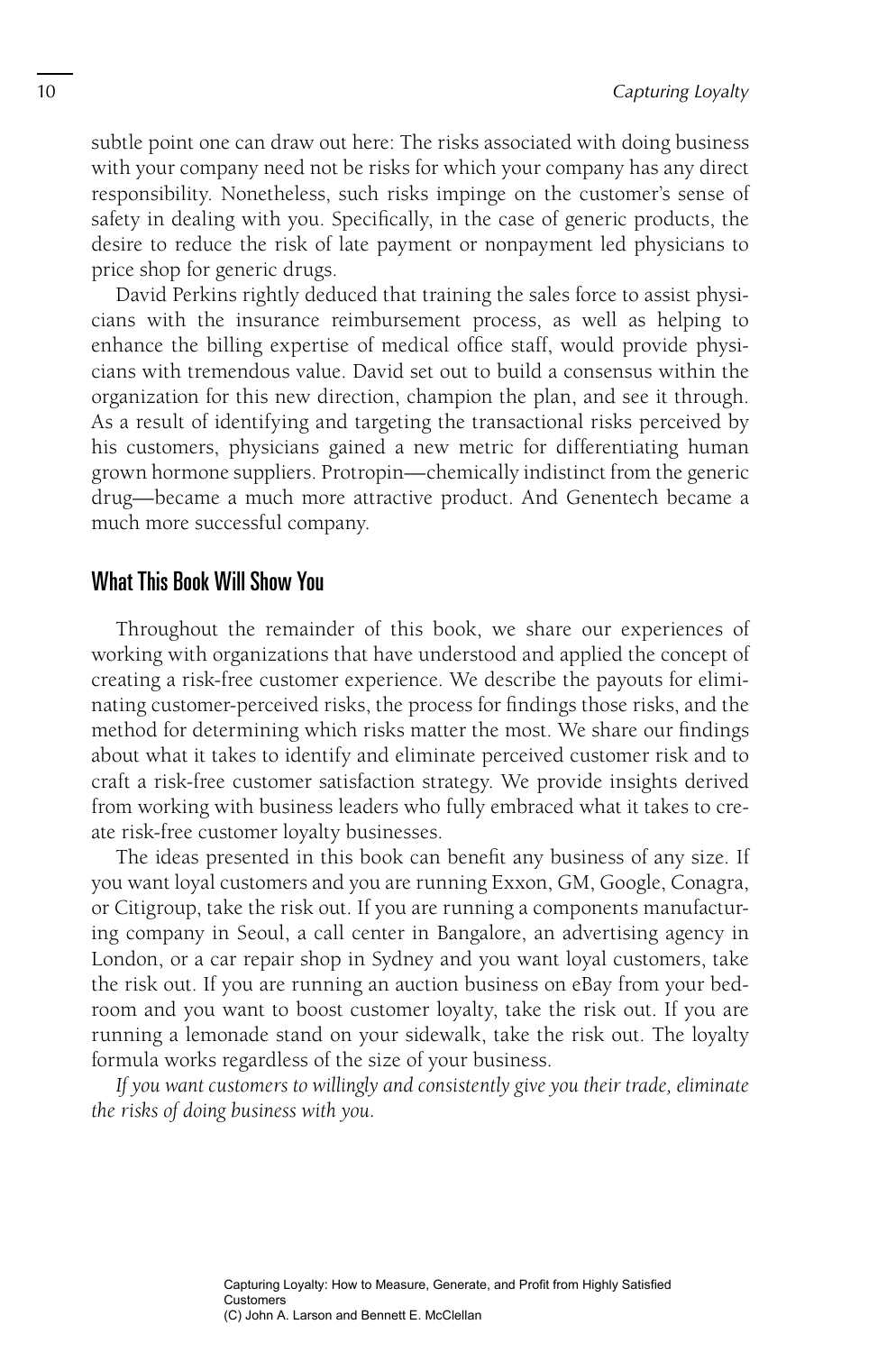subtle point one can draw out here: The risks associated with doing business with your company need not be risks for which your company has any direct responsibility. Nonetheless, such risks impinge on the customer's sense of safety in dealing with you. Specifically, in the case of generic products, the desire to reduce the risk of late payment or nonpayment led physicians to price shop for generic drugs.

David Perkins rightly deduced that training the sales force to assist physicians with the insurance reimbursement process, as well as helping to enhance the billing expertise of medical office staff, would provide physicians with tremendous value. David set out to build a consensus within the organization for this new direction, champion the plan, and see it through. As a result of identifying and targeting the transactional risks perceived by his customers, physicians gained a new metric for differentiating human grown hormone suppliers. Protropin—chemically indistinct from the generic drug—became a much more attractive product. And Genentech became a much more successful company.

## What This Book Will Show You

Throughout the remainder of this book, we share our experiences of working with organizations that have understood and applied the concept of creating a risk-free customer experience. We describe the payouts for eliminating customer-perceived risks, the process for findings those risks, and the method for determining which risks matter the most. We share our findings about what it takes to identify and eliminate perceived customer risk and to craft a risk-free customer satisfaction strategy. We provide insights derived from working with business leaders who fully embraced what it takes to create risk-free customer loyalty businesses.

The ideas presented in this book can benefit any business of any size. If you want loyal customers and you are running Exxon, GM, Google, Conagra, or Citigroup, take the risk out. If you are running a components manufacturing company in Seoul, a call center in Bangalore, an advertising agency in London, or a car repair shop in Sydney and you want loyal customers, take the risk out. If you are running an auction business on eBay from your bedroom and you want to boost customer loyalty, take the risk out. If you are running a lemonade stand on your sidewalk, take the risk out. The loyalty formula works regardless of the size of your business.

*If you want customers to willingly and consistently give you their trade, eliminate the risks of doing business with you.*